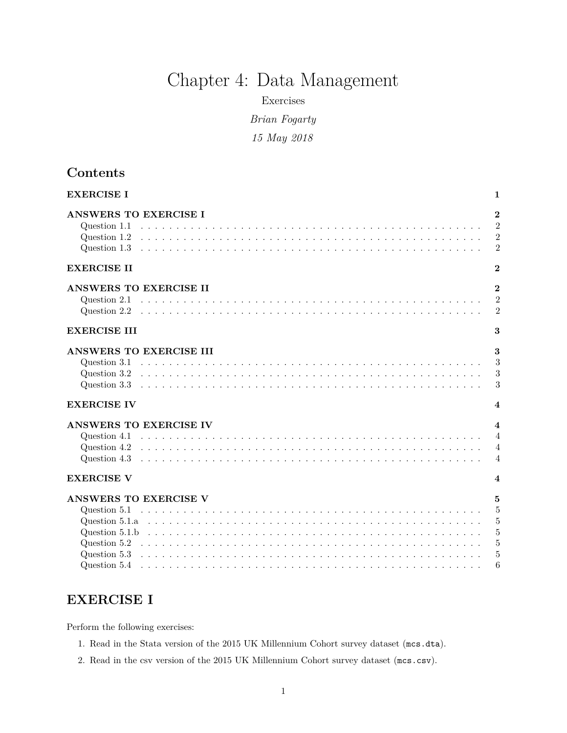# Chapter 4: Data Management

Exercises

*Brian Fogarty*

*15 May 2018*

## Contents

**EXERCISE I** **1**

**ANSWERS TO EXERCISE I** **2**

- Question 1.1 . . . 2
- Question 1.2 . . . 2
- Question 1.3 . . . 2

**EXERCISE II** **2**

**ANSWERS TO EXERCISE II** **2**

- Question 2.1 . . . 2
- Question 2.2 . . . 2

**EXERCISE III** **3**

**ANSWERS TO EXERCISE III** **3**

- Question 3.1 . . . 3
- Question 3.2 . . . 3
- Question 3.3 . . . 3

**EXERCISE IV** **4**

**ANSWERS TO EXERCISE IV** **4**

- Question 4.1 . . . 4
- Question 4.2 . . . 4
- Question 4.3 . . . 4

**EXERCISE V** **4**

**ANSWERS TO EXERCISE V** **5**

- Question 5.1 . . . 5
- Question 5.1.a . . . 5
- Question 5.1.b . . . 5
- Question 5.2 . . . 5
- Question 5.3 . . . 5
- Question 5.4 . . . 6

## EXERCISE I

Perform the following exercises:

1. Read in the Stata version of the 2015 UK Millennium Cohort survey dataset (`mcs.dta`).
2. Read in the csv version of the 2015 UK Millennium Cohort survey dataset (`mcs.csv`).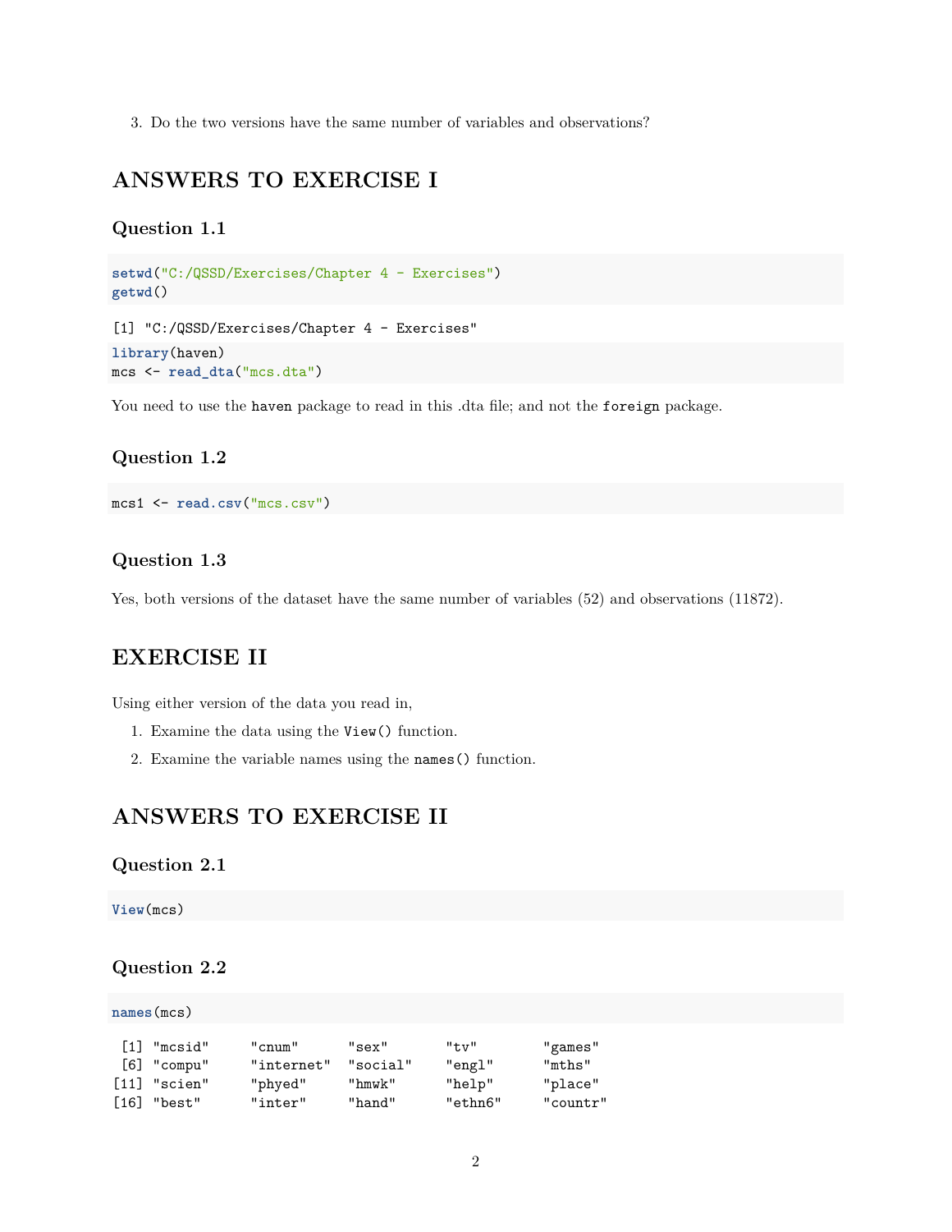3. Do the two versions have the same number of variables and observations?

## ANSWERS TO EXERCISE I

### Question 1.1

```r
setwd("C:/QSSD/Exercises/Chapter 4 - Exercises")
getwd()
```

```
[1] "C:/QSSD/Exercises/Chapter 4 - Exercises"
```

```r
library(haven)
mcs <- read_dta("mcs.dta")
```

You need to use the `haven` package to read in this .dta file; and not the `foreign` package.

### Question 1.2

```r
mcs1 <- read.csv("mcs.csv")
```

### Question 1.3

Yes, both versions of the dataset have the same number of variables (52) and observations (11872).

## EXERCISE II

Using either version of the data you read in,

1. Examine the data using the `View()` function.
2. Examine the variable names using the `names()` function.

## ANSWERS TO EXERCISE II

### Question 2.1

```r
View(mcs)
```

### Question 2.2

```r
names(mcs)
```

```
 [1] "mcsid"    "cnum"     "sex"      "tv"       "games"
 [6] "compu"    "internet" "social"   "engl"     "mths"
[11] "scien"    "phyed"    "hmwk"     "help"     "place"
[16] "best"     "inter"    "hand"     "ethn6"    "countr"
```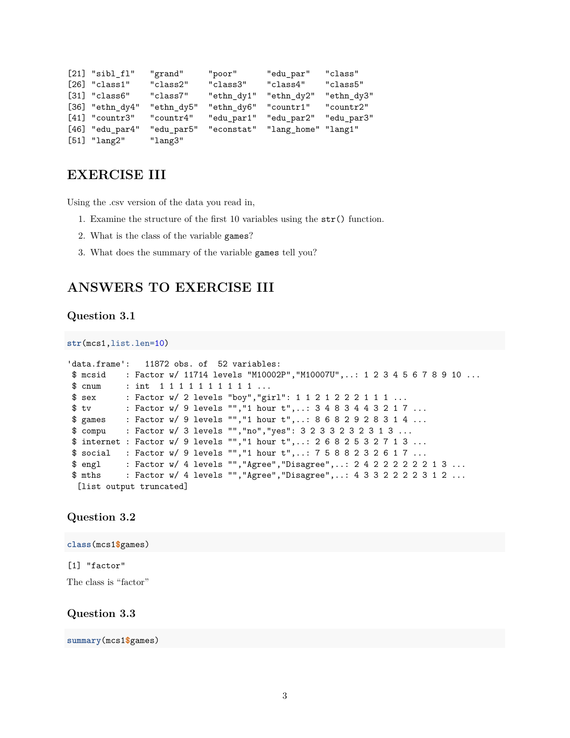```
[21] "sibl_fl"   "grand"     "poor"      "edu_par"   "class"
[26] "class1"    "class2"    "class3"    "class4"    "class5"
[31] "class6"    "class7"    "ethn_dy1"  "ethn_dy2"  "ethn_dy3"
[36] "ethn_dy4"  "ethn_dy5"  "ethn_dy6"  "countr1"   "countr2"
[41] "countr3"   "countr4"   "edu_par1"  "edu_par2"  "edu_par3"
[46] "edu_par4"  "edu_par5"  "econstat"  "lang_home" "lang1"
[51] "lang2"     "lang3"
```

## EXERCISE III

Using the .csv version of the data you read in,

1. Examine the structure of the first 10 variables using the `str()` function.
2. What is the class of the variable `games`?
3. What does the summary of the variable `games` tell you?

## ANSWERS TO EXERCISE III

### Question 3.1

```r
str(mcs1,list.len=10)
```

```
'data.frame':   11872 obs. of  52 variables:
 $ mcsid    : Factor w/ 11714 levels "M10002P","M10007U",..: 1 2 3 4 5 6 7 8 9 10 ...
 $ cnum     : int  1 1 1 1 1 1 1 1 1 1 ...
 $ sex      : Factor w/ 2 levels "boy","girl": 1 1 2 1 2 2 2 1 1 1 ...
 $ tv       : Factor w/ 9 levels "","1 hour t",..: 3 4 8 3 4 4 3 2 1 7 ...
 $ games    : Factor w/ 9 levels "","1 hour t",..: 8 6 8 2 9 2 8 3 1 4 ...
 $ compu    : Factor w/ 3 levels "","no","yes": 3 2 3 3 2 3 2 3 1 3 ...
 $ internet : Factor w/ 9 levels "","1 hour t",..: 2 6 8 2 5 3 2 7 1 3 ...
 $ social   : Factor w/ 9 levels "","1 hour t",..: 7 5 8 8 2 3 2 6 1 7 ...
 $ engl     : Factor w/ 4 levels "","Agree","Disagree",..: 2 4 2 2 2 2 2 2 1 3 ...
 $ mths     : Factor w/ 4 levels "","Agree","Disagree",..: 4 3 3 2 2 2 2 3 1 2 ...
  [list output truncated]
```

### Question 3.2

```r
class(mcs1$games)
```

```
[1] "factor"
```

The class is "factor"

### Question 3.3

```r
summary(mcs1$games)
```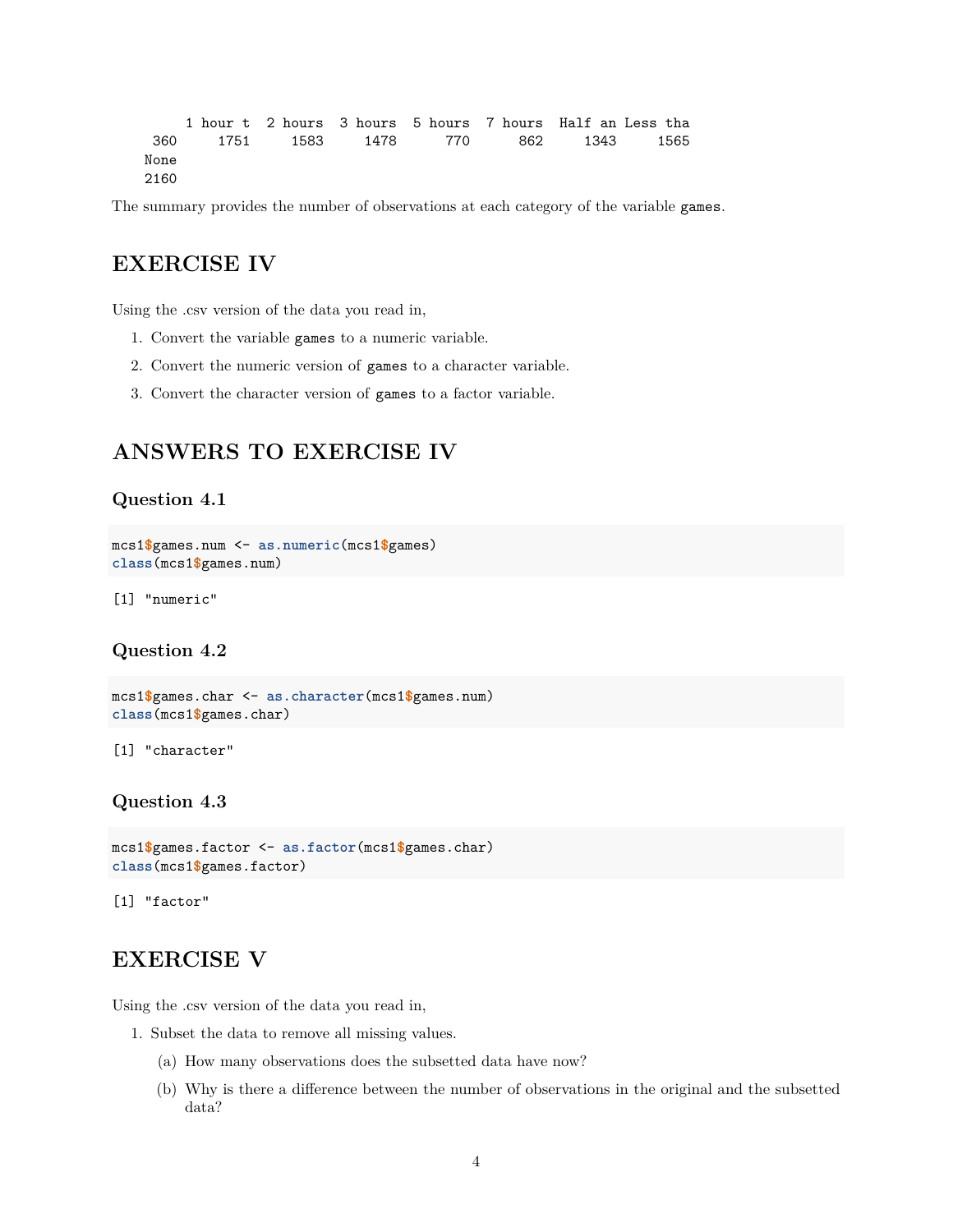```
      1 hour t  2 hours  3 hours  5 hours  7 hours  Half an Less tha 
 360     1751     1583     1478      770      862     1343     1565 
None 
2160 
```

The summary provides the number of observations at each category of the variable `games`.

## EXERCISE IV

Using the .csv version of the data you read in,

1. Convert the variable `games` to a numeric variable.
2. Convert the numeric version of `games` to a character variable.
3. Convert the character version of `games` to a factor variable.

## ANSWERS TO EXERCISE IV

### Question 4.1

```
mcs1$games.num <- as.numeric(mcs1$games)
class(mcs1$games.num)
```

```
[1] "numeric"
```

### Question 4.2

```
mcs1$games.char <- as.character(mcs1$games.num)
class(mcs1$games.char)
```

```
[1] "character"
```

### Question 4.3

```
mcs1$games.factor <- as.factor(mcs1$games.char)
class(mcs1$games.factor)
```

```
[1] "factor"
```

## EXERCISE V

Using the .csv version of the data you read in,

1. Subset the data to remove all missing values.
   (a) How many observations does the subsetted data have now?
   (b) Why is there a difference between the number of observations in the original and the subsetted data?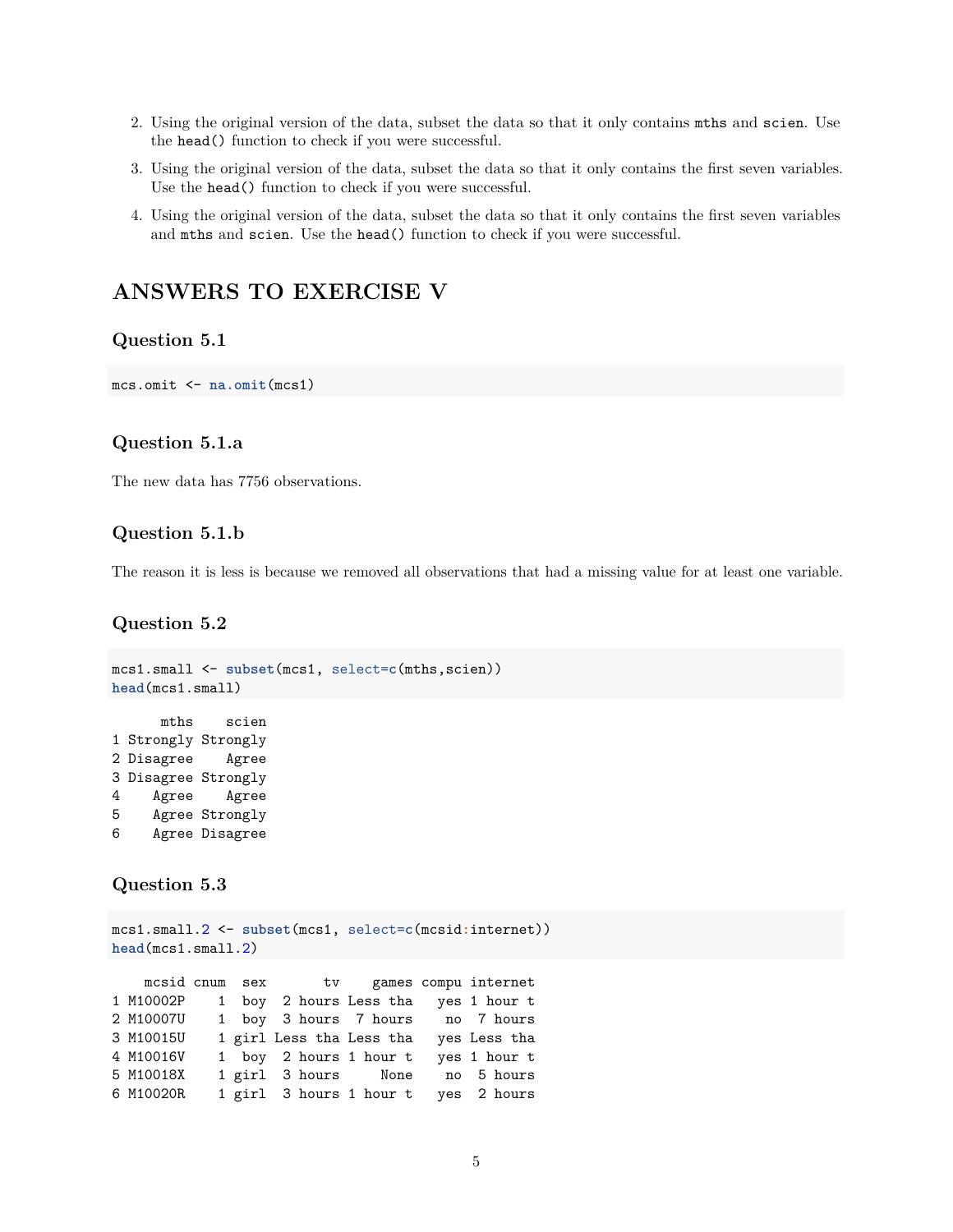2. Using the original version of the data, subset the data so that it only contains `mths` and `scien`. Use the `head()` function to check if you were successful.
3. Using the original version of the data, subset the data so that it only contains the first seven variables. Use the `head()` function to check if you were successful.
4. Using the original version of the data, subset the data so that it only contains the first seven variables and `mths` and `scien`. Use the `head()` function to check if you were successful.

# ANSWERS TO EXERCISE V

## Question 5.1

```
mcs.omit <- na.omit(mcs1)
```

## Question 5.1.a

The new data has 7756 observations.

## Question 5.1.b

The reason it is less is because we removed all observations that had a missing value for at least one variable.

## Question 5.2

```
mcs1.small <- subset(mcs1, select=c(mths,scien))
head(mcs1.small)
```

```
      mths    scien
1 Strongly Strongly
2 Disagree    Agree
3 Disagree Strongly
4    Agree    Agree
5    Agree Strongly
6    Agree Disagree
```

## Question 5.3

```
mcs1.small.2 <- subset(mcs1, select=c(mcsid:internet))
head(mcs1.small.2)
```

```
    mcsid cnum  sex       tv    games compu internet
1 M10002P    1  boy  2 hours Less tha   yes 1 hour t
2 M10007U    1  boy  3 hours  7 hours    no  7 hours
3 M10015U    1 girl Less tha Less tha   yes Less tha
4 M10016V    1  boy  2 hours 1 hour t   yes 1 hour t
5 M10018X    1 girl  3 hours     None    no  5 hours
6 M10020R    1 girl  3 hours 1 hour t   yes  2 hours
```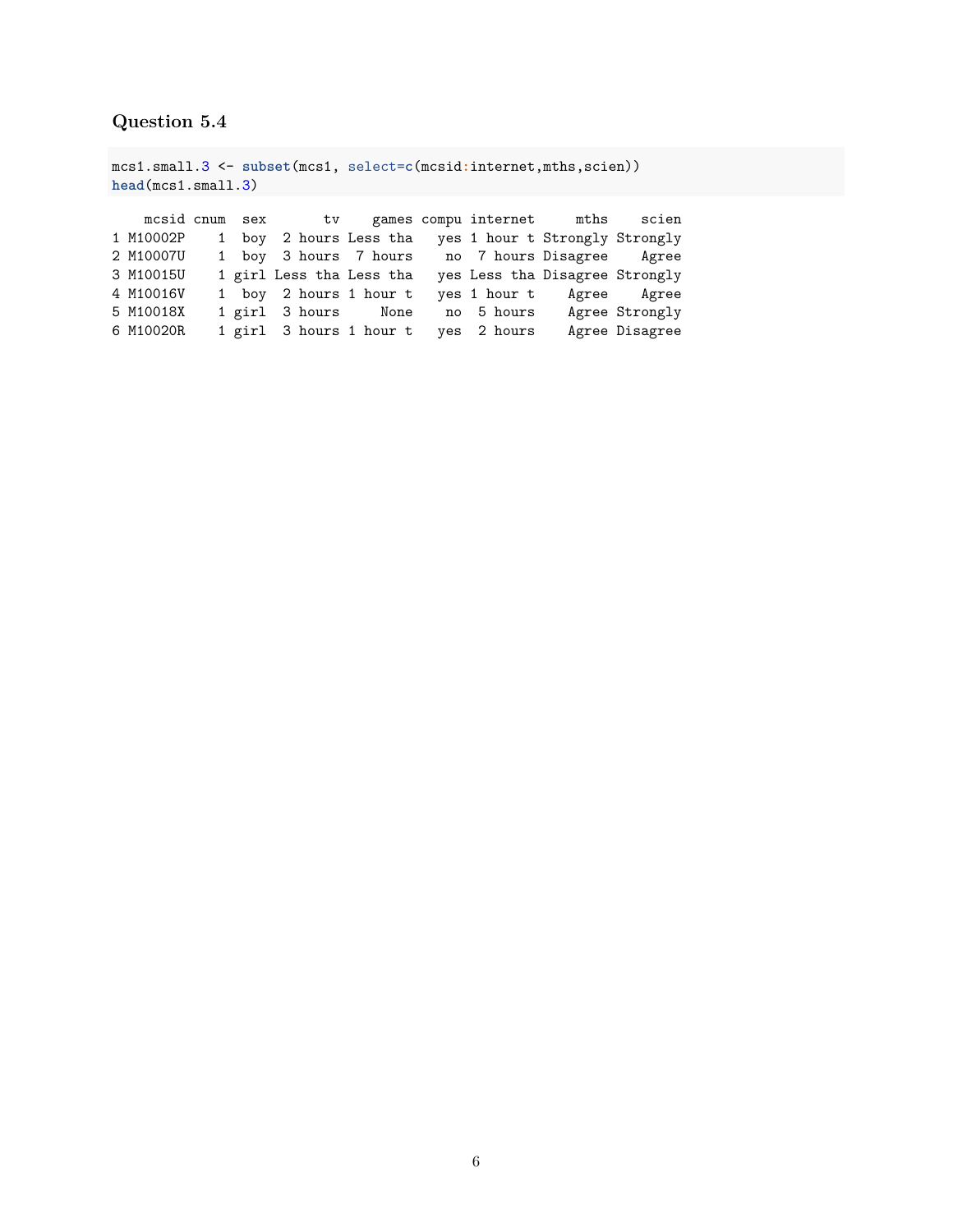### Question 5.4

```
mcs1.small.3 <- subset(mcs1, select=c(mcsid:internet,mths,scien))
head(mcs1.small.3)
```

```
    mcsid cnum  sex       tv    games compu internet     mths    scien
1 M10002P    1  boy  2 hours Less tha   yes 1 hour t Strongly Strongly
2 M10007U    1  boy  3 hours  7 hours    no  7 hours Disagree    Agree
3 M10015U    1 girl Less tha Less tha   yes Less tha Disagree Strongly
4 M10016V    1  boy  2 hours 1 hour t   yes 1 hour t    Agree    Agree
5 M10018X    1 girl  3 hours     None    no  5 hours    Agree Strongly
6 M10020R    1 girl  3 hours 1 hour t   yes  2 hours    Agree Disagree
```